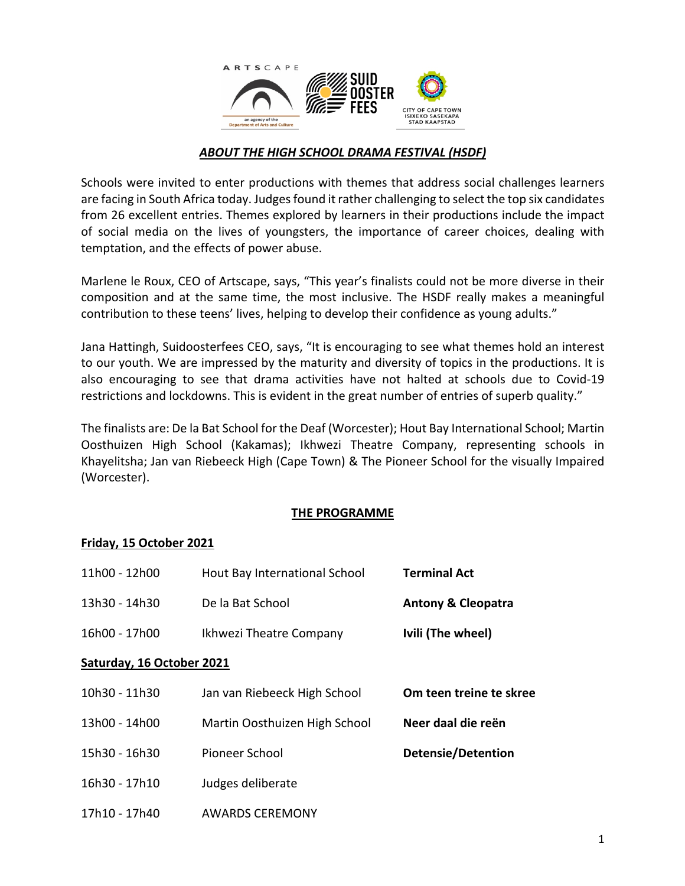## ***ABOUT THE HIGH SCHOOL DRAMA FESTIVAL (HSDF)***

Schools were invited to enter productions with themes that address social challenges learners are facing in South Africa today. Judges found it rather challenging to select the top six candidates from 26 excellent entries. Themes explored by learners in their productions include the impact of social media on the lives of youngsters, the importance of career choices, dealing with temptation, and the effects of power abuse.

Marlene le Roux, CEO of Artscape, says, "This year's finalists could not be more diverse in their composition and at the same time, the most inclusive. The HSDF really makes a meaningful contribution to these teens' lives, helping to develop their confidence as young adults."

Jana Hattingh, Suidoosterfees CEO, says, "It is encouraging to see what themes hold an interest to our youth. We are impressed by the maturity and diversity of topics in the productions. It is also encouraging to see that drama activities have not halted at schools due to Covid-19 restrictions and lockdowns. This is evident in the great number of entries of superb quality."

The finalists are: De la Bat School for the Deaf (Worcester); Hout Bay International School; Martin Oosthuizen High School (Kakamas); Ikhwezi Theatre Company, representing schools in Khayelitsha; Jan van Riebeeck High (Cape Town) & The Pioneer School for the visually Impaired (Worcester).

## THE PROGRAMME

### Friday, 15 October 2021

| | | |
|---|---|---|
| 11h00 - 12h00 | Hout Bay International School | **Terminal Act** |
| 13h30 - 14h30 | De la Bat School | **Antony & Cleopatra** |
| 16h00 - 17h00 | Ikhwezi Theatre Company | **Ivili (The wheel)** |

### Saturday, 16 October 2021

| | | |
|---|---|---|
| 10h30 - 11h30 | Jan van Riebeeck High School | **Om teen treine te skree** |
| 13h00 - 14h00 | Martin Oosthuizen High School | **Neer daal die reën** |
| 15h30 - 16h30 | Pioneer School | **Detensie/Detention** |
| 16h30 - 17h10 | Judges deliberate | |
| 17h10 - 17h40 | AWARDS CEREMONY | |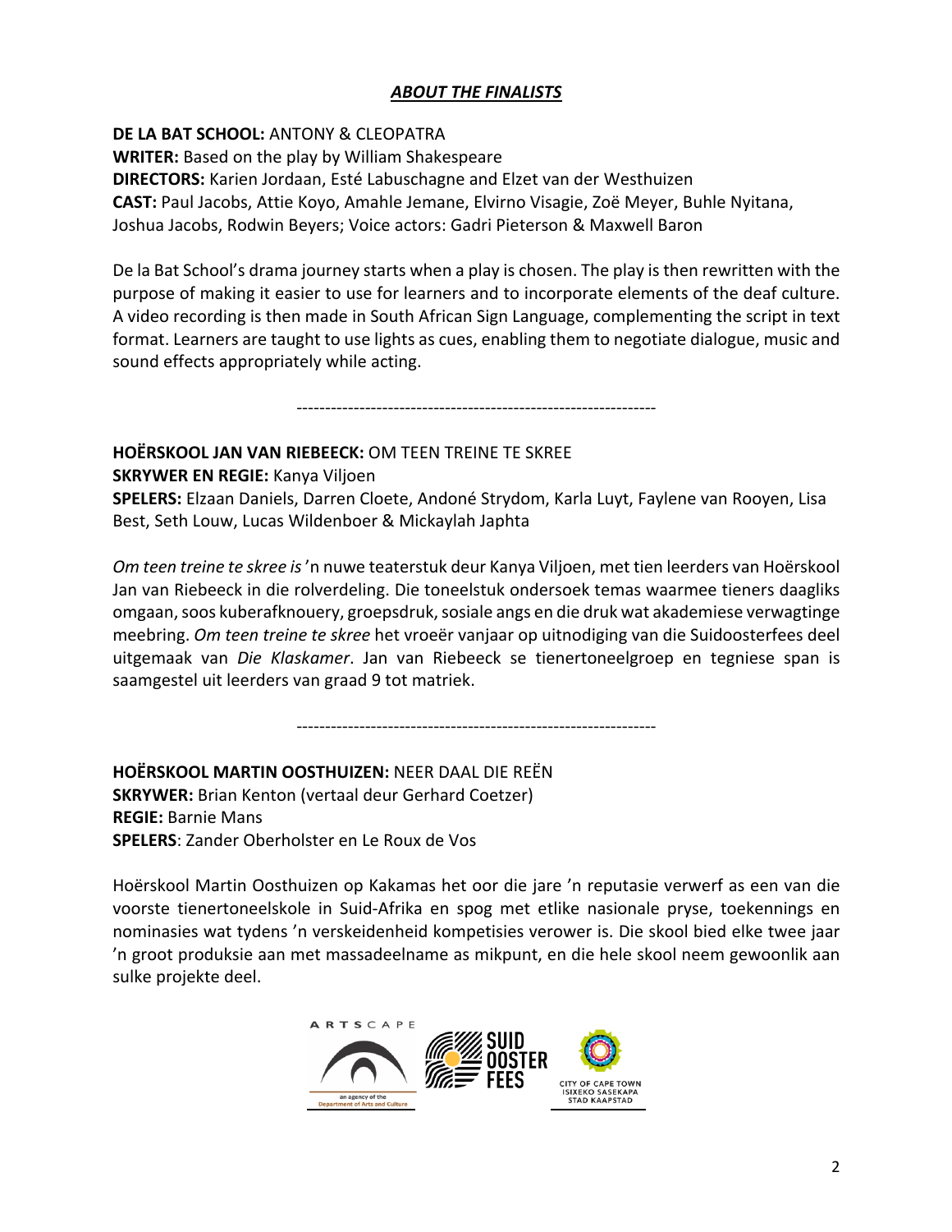## *ABOUT THE FINALISTS*

**DE LA BAT SCHOOL:** ANTONY & CLEOPATRA
**WRITER:** Based on the play by William Shakespeare
**DIRECTORS:** Karien Jordaan, Esté Labuschagne and Elzet van der Westhuizen
**CAST:** Paul Jacobs, Attie Koyo, Amahle Jemane, Elvirno Visagie, Zoë Meyer, Buhle Nyitana, Joshua Jacobs, Rodwin Beyers; Voice actors: Gadri Pieterson & Maxwell Baron

De la Bat School's drama journey starts when a play is chosen. The play is then rewritten with the purpose of making it easier to use for learners and to incorporate elements of the deaf culture. A video recording is then made in South African Sign Language, complementing the script in text format. Learners are taught to use lights as cues, enabling them to negotiate dialogue, music and sound effects appropriately while acting.

---------------------------------------------------------------

**HOËRSKOOL JAN VAN RIEBEECK:** OM TEEN TREINE TE SKREE
**SKRYWER EN REGIE:** Kanya Viljoen
**SPELERS:** Elzaan Daniels, Darren Cloete, Andoné Strydom, Karla Luyt, Faylene van Rooyen, Lisa Best, Seth Louw, Lucas Wildenboer & Mickaylah Japhta

*Om teen treine te skree is* 'n nuwe teaterstuk deur Kanya Viljoen, met tien leerders van Hoërskool Jan van Riebeeck in die rolverdeling. Die toneelstuk ondersoek temas waarmee tieners daagliks omgaan, soos kuberafknouery, groepsdruk, sosiale angs en die druk wat akademiese verwagtinge meebring. *Om teen treine te skree* het vroeër vanjaar op uitnodiging van die Suidoosterfees deel uitgemaak van *Die Klaskamer*. Jan van Riebeeck se tienertoneelgroep en tegniese span is saamgestel uit leerders van graad 9 tot matriek.

---------------------------------------------------------------

**HOËRSKOOL MARTIN OOSTHUIZEN:** NEER DAAL DIE REËN
**SKRYWER:** Brian Kenton (vertaal deur Gerhard Coetzer)
**REGIE:** Barnie Mans
**SPELERS**: Zander Oberholster en Le Roux de Vos

Hoërskool Martin Oosthuizen op Kakamas het oor die jare 'n reputasie verwerf as een van die voorste tienertoneelskole in Suid-Afrika en spog met etlike nasionale pryse, toekennings en nominasies wat tydens 'n verskeidenheid kompetisies verower is. Die skool bied elke twee jaar 'n groot produksie aan met massadeelname as mikpunt, en die hele skool neem gewoonlik aan sulke projekte deel.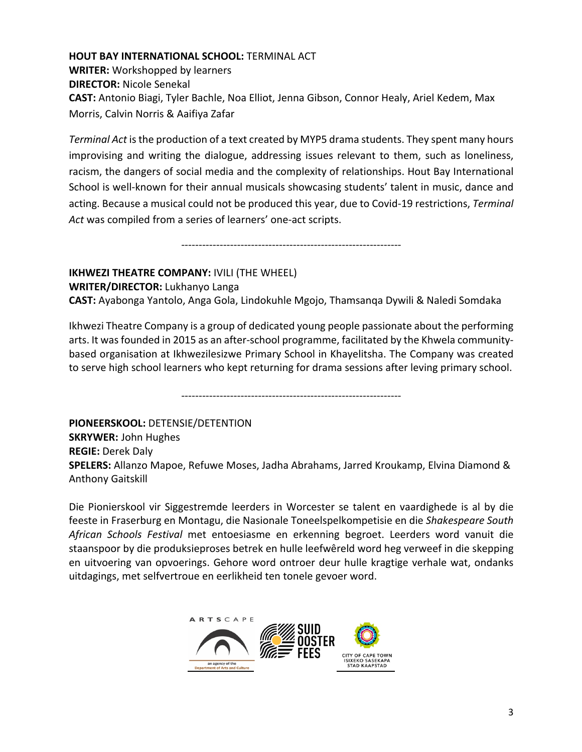**HOUT BAY INTERNATIONAL SCHOOL:** TERMINAL ACT
**WRITER:** Workshopped by learners
**DIRECTOR:** Nicole Senekal
**CAST:** Antonio Biagi, Tyler Bachle, Noa Elliot, Jenna Gibson, Connor Healy, Ariel Kedem, Max Morris, Calvin Norris & Aaifiya Zafar

*Terminal Act* is the production of a text created by MYP5 drama students. They spent many hours improvising and writing the dialogue, addressing issues relevant to them, such as loneliness, racism, the dangers of social media and the complexity of relationships. Hout Bay International School is well-known for their annual musicals showcasing students' talent in music, dance and acting. Because a musical could not be produced this year, due to Covid-19 restrictions, *Terminal Act* was compiled from a series of learners' one-act scripts.

---------------------------------------------------------------

**IKHWEZI THEATRE COMPANY:** IVILI (THE WHEEL)
**WRITER/DIRECTOR:** Lukhanyo Langa
**CAST:** Ayabonga Yantolo, Anga Gola, Lindokuhle Mgojo, Thamsanqa Dywili & Naledi Somdaka

Ikhwezi Theatre Company is a group of dedicated young people passionate about the performing arts. It was founded in 2015 as an after-school programme, facilitated by the Khwela community-based organisation at Ikhwezilesizwe Primary School in Khayelitsha. The Company was created to serve high school learners who kept returning for drama sessions after leving primary school.

---------------------------------------------------------------

**PIONEERSKOOL:** DETENSIE/DETENTION
**SKRYWER:** John Hughes
**REGIE:** Derek Daly
**SPELERS:** Allanzo Mapoe, Refuwe Moses, Jadha Abrahams, Jarred Kroukamp, Elvina Diamond & Anthony Gaitskill

Die Pionierskool vir Siggestremde leerders in Worcester se talent en vaardighede is al by die feeste in Fraserburg en Montagu, die Nasionale Toneelspelkompetisie en die *Shakespeare South African Schools Festival* met entoesiasme en erkenning begroet. Leerders word vanuit die staanspoor by die produksieproses betrek en hulle leefwêreld word heg verweef in die skepping en uitvoering van opvoerings. Gehore word ontroer deur hulle kragtige verhale wat, ondanks uitdagings, met selfvertroue en eerlikheid ten tonele gevoer word.

ARTSCAPE
an agency of the Department of Arts and Culture

SUID OOSTER FEES

CITY OF CAPE TOWN
ISIXEKO SASEKAPA
STAD KAAPSTAD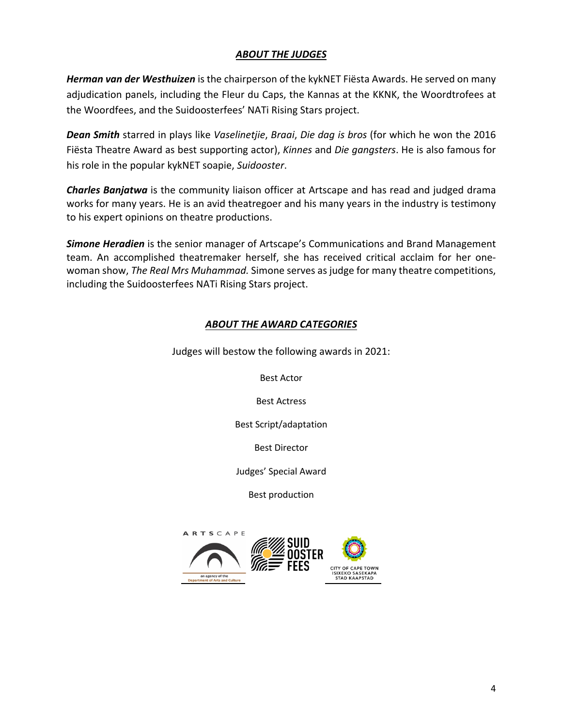## ***ABOUT THE JUDGES***

***Herman van der Westhuizen*** is the chairperson of the kykNET Fiësta Awards. He served on many adjudication panels, including the Fleur du Caps, the Kannas at the KKNK, the Woordtrofees at the Woordfees, and the Suidoosterfees' NATi Rising Stars project.

***Dean Smith*** starred in plays like *Vaselinetjie*, *Braai*, *Die dag is bros* (for which he won the 2016 Fiësta Theatre Award as best supporting actor), *Kinnes* and *Die gangsters*. He is also famous for his role in the popular kykNET soapie, *Suidooster*.

***Charles Banjatwa*** is the community liaison officer at Artscape and has read and judged drama works for many years. He is an avid theatregoer and his many years in the industry is testimony to his expert opinions on theatre productions.

***Simone Heradien*** is the senior manager of Artscape's Communications and Brand Management team. An accomplished theatremaker herself, she has received critical acclaim for her one-woman show, *The Real Mrs Muhammad.* Simone serves as judge for many theatre competitions, including the Suidoosterfees NATi Rising Stars project.

## ***ABOUT THE AWARD CATEGORIES***

Judges will bestow the following awards in 2021:

Best Actor

Best Actress

Best Script/adaptation

Best Director

Judges' Special Award

Best production

ARTSCAPE
an agency of the Department of Arts and Culture

SUID OOSTER FEES

CITY OF CAPE TOWN
ISIXEKO SASEKAPA
STAD KAAPSTAD